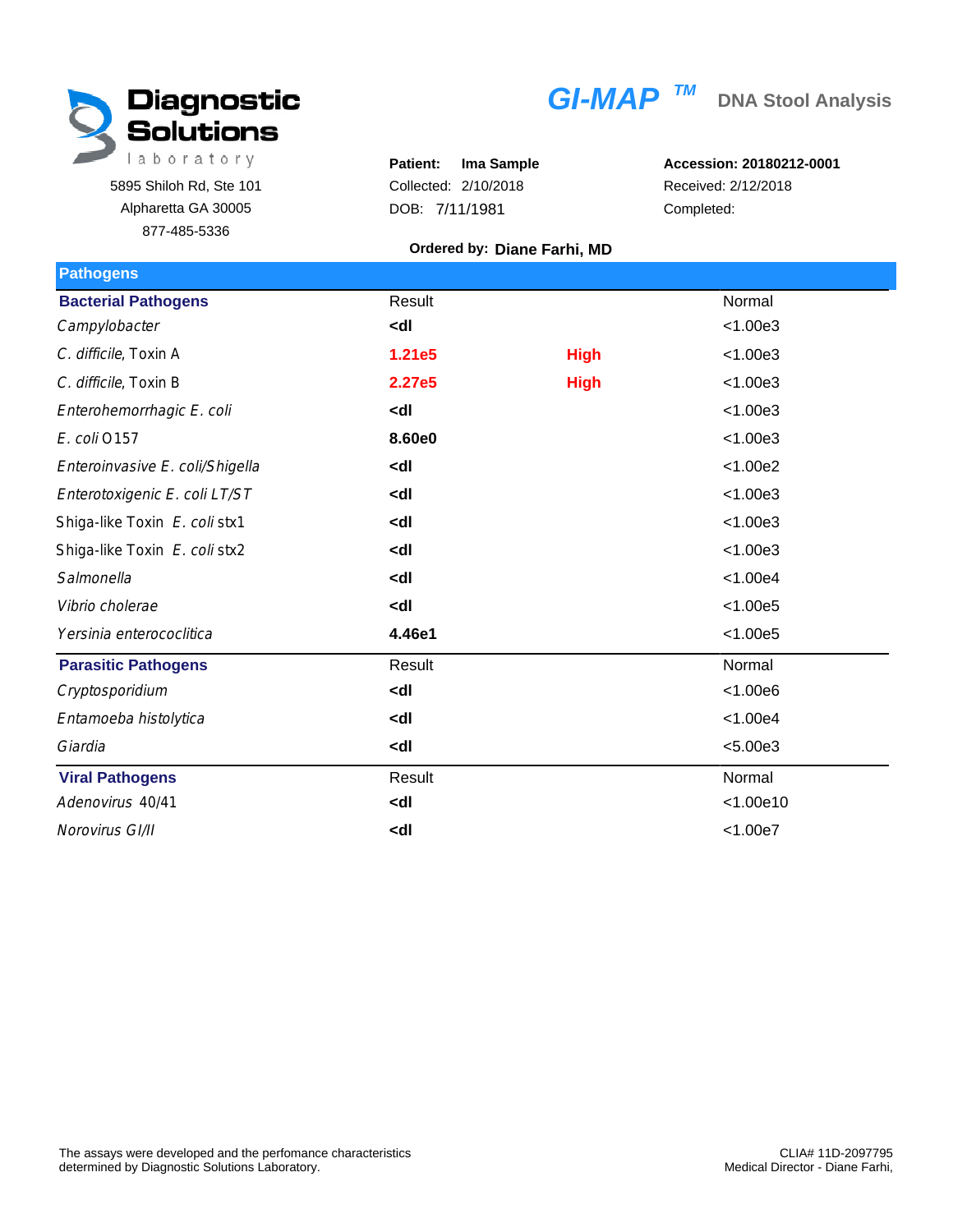# Diagnostic Solutions laboratory

5895 Shiloh Rd, Ste 101
Alpharetta GA 30005
877-485-5336

# GI-MAP™ DNA Stool Analysis

**Patient:** **Ima Sample**
Collected: 2/10/2018
DOB: 7/11/1981

**Accession: 20180212-0001**
Received: 2/12/2018
Completed:

**Ordered by: Diane Farhi, MD**

## Pathogens

| Bacterial Pathogens | Result | | Normal |
|---|---|---|---|
| *Campylobacter* | **<dl** | | <1.00e3 |
| *C. difficile*, Toxin A | **1.21e5** | **High** | <1.00e3 |
| *C. difficile*, Toxin B | **2.27e5** | **High** | <1.00e3 |
| *Enterohemorrhagic E. coli* | **<dl** | | <1.00e3 |
| *E. coli* O157 | **8.60e0** | | <1.00e3 |
| *Enteroinvasive E. coli/Shigella* | **<dl** | | <1.00e2 |
| *Enterotoxigenic E. coli LT/ST* | **<dl** | | <1.00e3 |
| Shiga-like Toxin *E. coli* stx1 | **<dl** | | <1.00e3 |
| Shiga-like Toxin *E. coli* stx2 | **<dl** | | <1.00e3 |
| *Salmonella* | **<dl** | | <1.00e4 |
| *Vibrio cholerae* | **<dl** | | <1.00e5 |
| *Yersinia enterococlitica* | **4.46e1** | | <1.00e5 |

| Parasitic Pathogens | Result | | Normal |
|---|---|---|---|
| *Cryptosporidium* | **<dl** | | <1.00e6 |
| *Entamoeba histolytica* | **<dl** | | <1.00e4 |
| *Giardia* | **<dl** | | <5.00e3 |

| Viral Pathogens | Result | | Normal |
|---|---|---|---|
| *Adenovirus* 40/41 | **<dl** | | <1.00e10 |
| *Norovirus GI/II* | **<dl** | | <1.00e7 |

The assays were developed and the perfomance characteristics determined by Diagnostic Solutions Laboratory.

CLIA# 11D-2097795
Medical Director - Diane Farhi,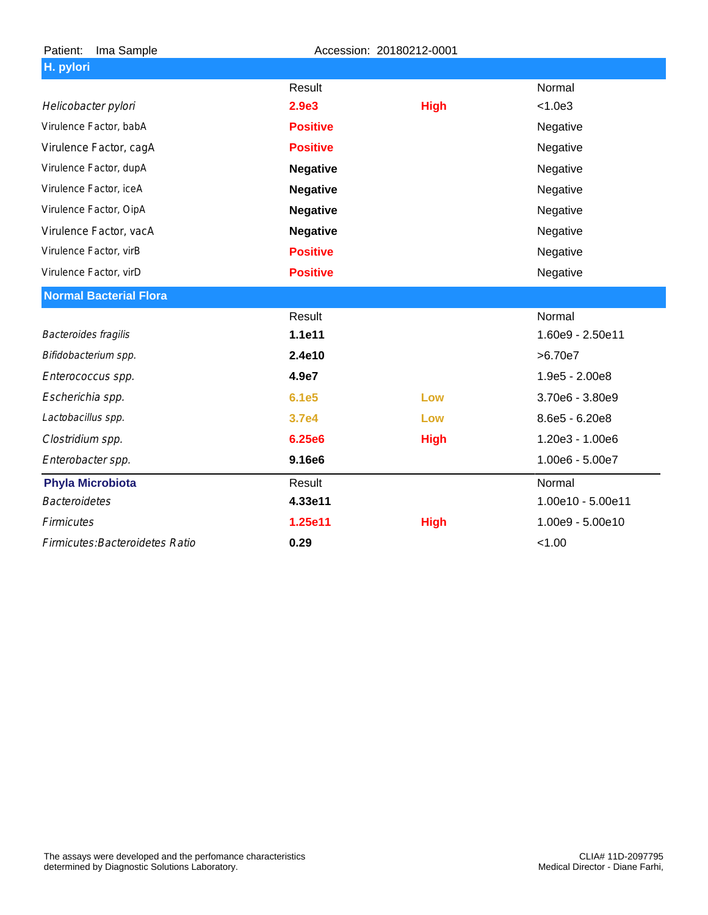Patient: Ima Sample  Accession: 20180212-0001

## H. pylori

| | Result | | Normal |
|---|---|---|---|
| *Helicobacter pylori* | **2.9e3** | **High** | <1.0e3 |
| Virulence Factor, babA | **Positive** | | Negative |
| Virulence Factor, cagA | **Positive** | | Negative |
| Virulence Factor, dupA | **Negative** | | Negative |
| Virulence Factor, iceA | **Negative** | | Negative |
| Virulence Factor, OipA | **Negative** | | Negative |
| Virulence Factor, vacA | **Negative** | | Negative |
| Virulence Factor, virB | **Positive** | | Negative |
| Virulence Factor, virD | **Positive** | | Negative |

## Normal Bacterial Flora

| | Result | | Normal |
|---|---|---|---|
| *Bacteroides fragilis* | **1.1e11** | | 1.60e9 - 2.50e11 |
| *Bifidobacterium spp.* | **2.4e10** | | >6.70e7 |
| *Enterococcus spp.* | **4.9e7** | | 1.9e5 - 2.00e8 |
| *Escherichia spp.* | **6.1e5** | **Low** | 3.70e6 - 3.80e9 |
| *Lactobacillus spp.* | **3.7e4** | **Low** | 8.6e5 - 6.20e8 |
| *Clostridium spp.* | **6.25e6** | **High** | 1.20e3 - 1.00e6 |
| *Enterobacter spp.* | **9.16e6** | | 1.00e6 - 5.00e7 |

| **Phyla Microbiota** | Result | | Normal |
|---|---|---|---|
| *Bacteroidetes* | **4.33e11** | | 1.00e10 - 5.00e11 |
| *Firmicutes* | **1.25e11** | **High** | 1.00e9 - 5.00e10 |
| *Firmicutes:Bacteroidetes Ratio* | **0.29** | | <1.00 |

The assays were developed and the perfomance characteristics determined by Diagnostic Solutions Laboratory.

CLIA# 11D-2097795
Medical Director - Diane Farhi,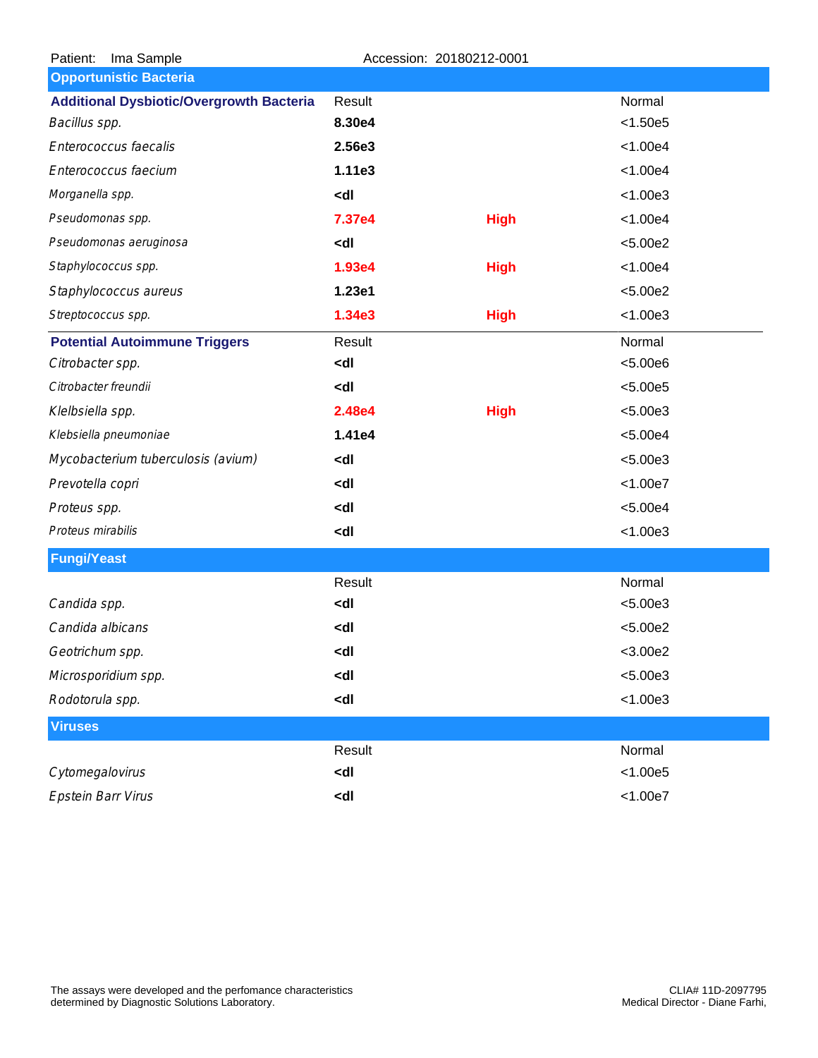Patient: Ima Sample Accession: 20180212-0001

## Opportunistic Bacteria

| Additional Dysbiotic/Overgrowth Bacteria | Result | | Normal |
|---|---|---|---|
| *Bacillus spp.* | **8.30e4** | | <1.50e5 |
| *Enterococcus faecalis* | **2.56e3** | | <1.00e4 |
| *Enterococcus faecium* | **1.11e3** | | <1.00e4 |
| *Morganella spp.* | **<dl** | | <1.00e3 |
| *Pseudomonas spp.* | **7.37e4** | **High** | <1.00e4 |
| *Pseudomonas aeruginosa* | **<dl** | | <5.00e2 |
| *Staphylococcus spp.* | **1.93e4** | **High** | <1.00e4 |
| *Staphylococcus aureus* | **1.23e1** | | <5.00e2 |
| *Streptococcus spp.* | **1.34e3** | **High** | <1.00e3 |

| Potential Autoimmune Triggers | Result | | Normal |
|---|---|---|---|
| *Citrobacter spp.* | **<dl** | | <5.00e6 |
| *Citrobacter freundii* | **<dl** | | <5.00e5 |
| *Klelbsiella spp.* | **2.48e4** | **High** | <5.00e3 |
| *Klebsiella pneumoniae* | **1.41e4** | | <5.00e4 |
| *Mycobacterium tuberculosis (avium)* | **<dl** | | <5.00e3 |
| *Prevotella copri* | **<dl** | | <1.00e7 |
| *Proteus spp.* | **<dl** | | <5.00e4 |
| *Proteus mirabilis* | **<dl** | | <1.00e3 |

## Fungi/Yeast

| | Result | | Normal |
|---|---|---|---|
| *Candida spp.* | **<dl** | | <5.00e3 |
| *Candida albicans* | **<dl** | | <5.00e2 |
| *Geotrichum spp.* | **<dl** | | <3.00e2 |
| *Microsporidium spp.* | **<dl** | | <5.00e3 |
| *Rodotorula spp.* | **<dl** | | <1.00e3 |

## Viruses

| | Result | | Normal |
|---|---|---|---|
| *Cytomegalovirus* | **<dl** | | <1.00e5 |
| *Epstein Barr Virus* | **<dl** | | <1.00e7 |

The assays were developed and the perfomance characteristics determined by Diagnostic Solutions Laboratory.

CLIA# 11D-2097795
Medical Director - Diane Farhi,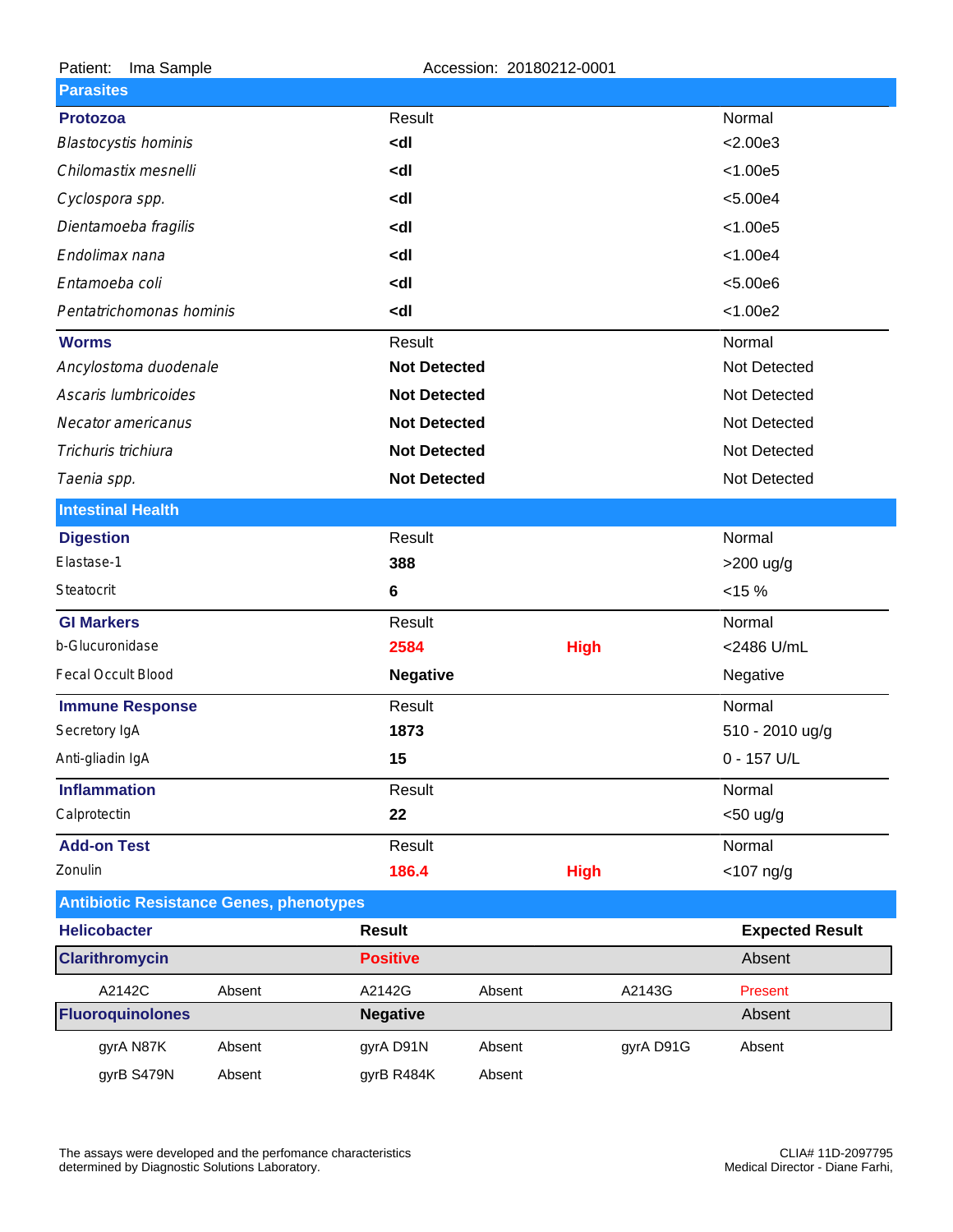Patient: Ima Sample Accession: 20180212-0001

## Parasites

| Protozoa | Result | | Normal |
|---|---|---|---|
| *Blastocystis hominis* | **<dl** | | <2.00e3 |
| *Chilomastix mesnelli* | **<dl** | | <1.00e5 |
| *Cyclospora spp.* | **<dl** | | <5.00e4 |
| *Dientamoeba fragilis* | **<dl** | | <1.00e5 |
| *Endolimax nana* | **<dl** | | <1.00e4 |
| *Entamoeba coli* | **<dl** | | <5.00e6 |
| *Pentatrichomonas hominis* | **<dl** | | <1.00e2 |

| Worms | Result | | Normal |
|---|---|---|---|
| *Ancylostoma duodenale* | **Not Detected** | | Not Detected |
| *Ascaris lumbricoides* | **Not Detected** | | Not Detected |
| *Necator americanus* | **Not Detected** | | Not Detected |
| *Trichuris trichiura* | **Not Detected** | | Not Detected |
| *Taenia spp.* | **Not Detected** | | Not Detected |

## Intestinal Health

| Digestion | Result | | Normal |
|---|---|---|---|
| Elastase-1 | **388** | | >200 ug/g |
| Steatocrit | **6** | | <15 % |

| GI Markers | Result | | Normal |
|---|---|---|---|
| b-Glucuronidase | **2584** | **High** | <2486 U/mL |
| Fecal Occult Blood | **Negative** | | Negative |

| Immune Response | Result | | Normal |
|---|---|---|---|
| Secretory IgA | **1873** | | 510 - 2010 ug/g |
| Anti-gliadin IgA | **15** | | 0 - 157 U/L |

| Inflammation | Result | | Normal |
|---|---|---|---|
| Calprotectin | **22** | | <50 ug/g |

| Add-on Test | Result | | Normal |
|---|---|---|---|
| Zonulin | **186.4** | **High** | <107 ng/g |

## Antibiotic Resistance Genes, phenotypes

| Helicobacter | | Result | | | Expected Result |
|---|---|---|---|---|---|
| **Clarithromycin** | | **Positive** | | | Absent |
| A2142C | Absent | A2142G | Absent | A2143G | Present |
| **Fluoroquinolones** | | **Negative** | | | Absent |
| gyrA N87K | Absent | gyrA D91N | Absent | gyrA D91G | Absent |
| gyrB S479N | Absent | gyrB R484K | Absent | | |

The assays were developed and the perfomance characteristics determined by Diagnostic Solutions Laboratory.

CLIA# 11D-2097795
Medical Director - Diane Farhi,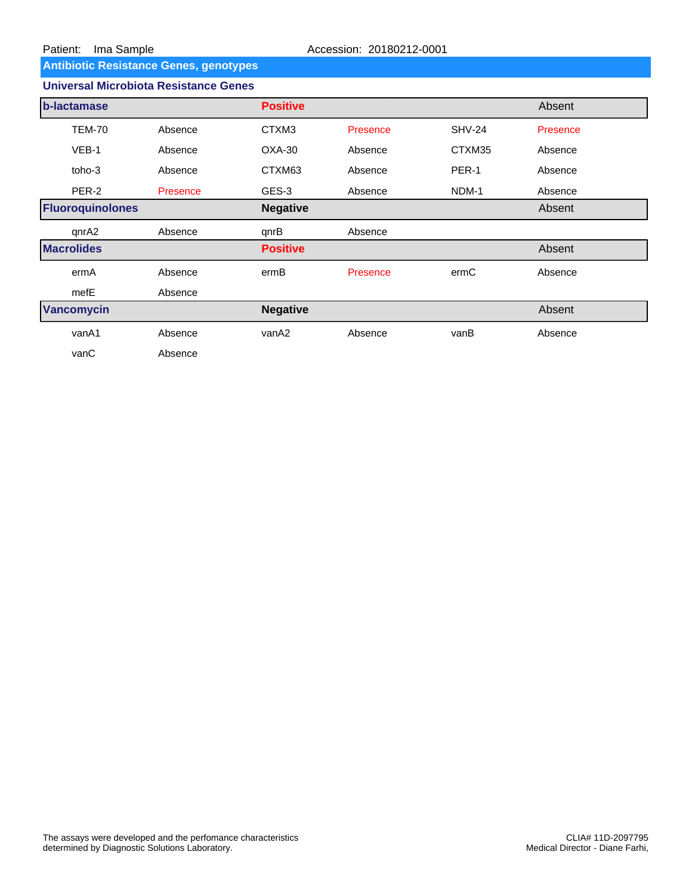Patient: Ima Sample    Accession: 20180212-0001

## Antibiotic Resistance Genes, genotypes

### Universal Microbiota Resistance Genes

| | | | | | |
|---|---|---|---|---|---|
| **b-lactamase** | | **Positive** | | | Absent |
| TEM-70 | Absence | CTXM3 | Presence | SHV-24 | Presence |
| VEB-1 | Absence | OXA-30 | Absence | CTXM35 | Absence |
| toho-3 | Absence | CTXM63 | Absence | PER-1 | Absence |
| PER-2 | Presence | GES-3 | Absence | NDM-1 | Absence |
| **Fluoroquinolones** | | **Negative** | | | Absent |
| qnrA2 | Absence | qnrB | Absence | | |
| **Macrolides** | | **Positive** | | | Absent |
| ermA | Absence | ermB | Presence | ermC | Absence |
| mefE | Absence | | | | |
| **Vancomycin** | | **Negative** | | | Absent |
| vanA1 | Absence | vanA2 | Absence | vanB | Absence |
| vanC | Absence | | | | |

The assays were developed and the perfomance characteristics determined by Diagnostic Solutions Laboratory.

CLIA# 11D-2097795
Medical Director - Diane Farhi,